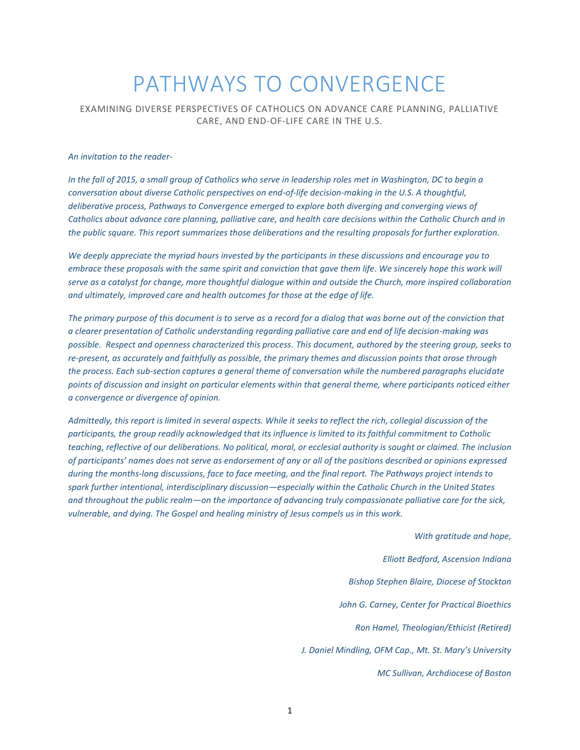# PATHWAYS TO CONVERGENCE

EXAMINING DIVERSE PERSPECTIVES OF CATHOLICS ON ADVANCE CARE PLANNING, PALLIATIVE CARE, AND END-OF-LIFE CARE IN THE U.S.

*An invitation to the reader-*

*In the fall of 2015, a small group of Catholics who serve in leadership roles met in Washington, DC to begin a conversation about diverse Catholic perspectives on end-of-life decision-making in the U.S. A thoughtful, deliberative process, Pathways to Convergence emerged to explore both diverging and converging views of Catholics about advance care planning, palliative care, and health care decisions within the Catholic Church and in the public square. This report summarizes those deliberations and the resulting proposals for further exploration.*

*We deeply appreciate the myriad hours invested by the participants in these discussions and encourage you to embrace these proposals with the same spirit and conviction that gave them life. We sincerely hope this work will serve as a catalyst for change, more thoughtful dialogue within and outside the Church, more inspired collaboration and ultimately, improved care and health outcomes for those at the edge of life.*

*The primary purpose of this document is to serve as a record for a dialog that was borne out of the conviction that a clearer presentation of Catholic understanding regarding palliative care and end of life decision-making was possible. Respect and openness characterized this process. This document, authored by the steering group, seeks to re-present, as accurately and faithfully as possible, the primary themes and discussion points that arose through the process. Each sub-section captures a general theme of conversation while the numbered paragraphs elucidate points of discussion and insight on particular elements within that general theme, where participants noticed either a convergence or divergence of opinion.*

*Admittedly, this report is limited in several aspects. While it seeks to reflect the rich, collegial discussion of the participants, the group readily acknowledged that its influence is limited to its faithful commitment to Catholic teaching, reflective of our deliberations. No political, moral, or ecclesial authority is sought or claimed. The inclusion of participants' names does not serve as endorsement of any or all of the positions described or opinions expressed during the months-long discussions, face to face meeting, and the final report. The Pathways project intends to spark further intentional, interdisciplinary discussion—especially within the Catholic Church in the United States and throughout the public realm—on the importance of advancing truly compassionate palliative care for the sick, vulnerable, and dying. The Gospel and healing ministry of Jesus compels us in this work.*

*With gratitude and hope,*

*Elliott Bedford, Ascension Indiana*

*Bishop Stephen Blaire, Diocese of Stockton*

*John G. Carney, Center for Practical Bioethics*

*Ron Hamel, Theologian/Ethicist (Retired)*

*J. Daniel Mindling, OFM Cap., Mt. St. Mary's University*

*MC Sullivan, Archdiocese of Boston*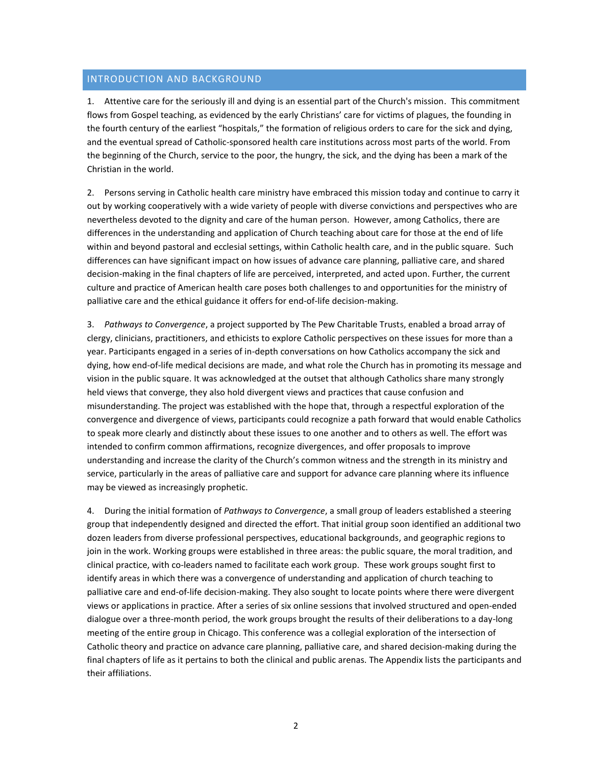## INTRODUCTION AND BACKGROUND

1. Attentive care for the seriously ill and dying is an essential part of the Church's mission. This commitment flows from Gospel teaching, as evidenced by the early Christians' care for victims of plagues, the founding in the fourth century of the earliest "hospitals," the formation of religious orders to care for the sick and dying, and the eventual spread of Catholic-sponsored health care institutions across most parts of the world. From the beginning of the Church, service to the poor, the hungry, the sick, and the dying has been a mark of the Christian in the world.

2. Persons serving in Catholic health care ministry have embraced this mission today and continue to carry it out by working cooperatively with a wide variety of people with diverse convictions and perspectives who are nevertheless devoted to the dignity and care of the human person. However, among Catholics, there are differences in the understanding and application of Church teaching about care for those at the end of life within and beyond pastoral and ecclesial settings, within Catholic health care, and in the public square. Such differences can have significant impact on how issues of advance care planning, palliative care, and shared decision-making in the final chapters of life are perceived, interpreted, and acted upon. Further, the current culture and practice of American health care poses both challenges to and opportunities for the ministry of palliative care and the ethical guidance it offers for end-of-life decision-making.

3. *Pathways to Convergence*, a project supported by The Pew Charitable Trusts, enabled a broad array of clergy, clinicians, practitioners, and ethicists to explore Catholic perspectives on these issues for more than a year. Participants engaged in a series of in-depth conversations on how Catholics accompany the sick and dying, how end-of-life medical decisions are made, and what role the Church has in promoting its message and vision in the public square. It was acknowledged at the outset that although Catholics share many strongly held views that converge, they also hold divergent views and practices that cause confusion and misunderstanding. The project was established with the hope that, through a respectful exploration of the convergence and divergence of views, participants could recognize a path forward that would enable Catholics to speak more clearly and distinctly about these issues to one another and to others as well. The effort was intended to confirm common affirmations, recognize divergences, and offer proposals to improve understanding and increase the clarity of the Church's common witness and the strength in its ministry and service, particularly in the areas of palliative care and support for advance care planning where its influence may be viewed as increasingly prophetic.

4. During the initial formation of *Pathways to Convergence*, a small group of leaders established a steering group that independently designed and directed the effort. That initial group soon identified an additional two dozen leaders from diverse professional perspectives, educational backgrounds, and geographic regions to join in the work. Working groups were established in three areas: the public square, the moral tradition, and clinical practice, with co-leaders named to facilitate each work group. These work groups sought first to identify areas in which there was a convergence of understanding and application of church teaching to palliative care and end-of-life decision-making. They also sought to locate points where there were divergent views or applications in practice. After a series of six online sessions that involved structured and open-ended dialogue over a three-month period, the work groups brought the results of their deliberations to a day-long meeting of the entire group in Chicago. This conference was a collegial exploration of the intersection of Catholic theory and practice on advance care planning, palliative care, and shared decision-making during the final chapters of life as it pertains to both the clinical and public arenas. The Appendix lists the participants and their affiliations.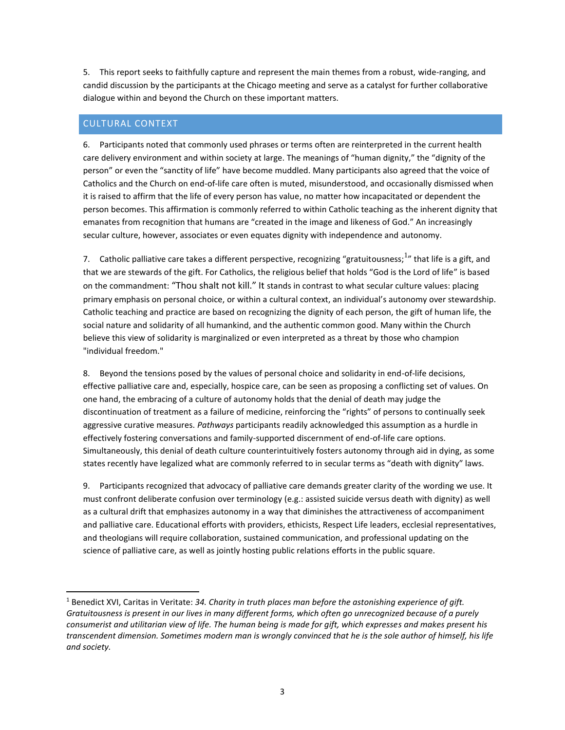5. This report seeks to faithfully capture and represent the main themes from a robust, wide-ranging, and candid discussion by the participants at the Chicago meeting and serve as a catalyst for further collaborative dialogue within and beyond the Church on these important matters.

## CULTURAL CONTEXT

6. Participants noted that commonly used phrases or terms often are reinterpreted in the current health care delivery environment and within society at large. The meanings of "human dignity," the "dignity of the person" or even the "sanctity of life" have become muddled. Many participants also agreed that the voice of Catholics and the Church on end-of-life care often is muted, misunderstood, and occasionally dismissed when it is raised to affirm that the life of every person has value, no matter how incapacitated or dependent the person becomes. This affirmation is commonly referred to within Catholic teaching as the inherent dignity that emanates from recognition that humans are "created in the image and likeness of God." An increasingly secular culture, however, associates or even equates dignity with independence and autonomy.

7. Catholic palliative care takes a different perspective, recognizing "gratuitousness;[1]" that life is a gift, and that we are stewards of the gift. For Catholics, the religious belief that holds "God is the Lord of life" is based on the commandment: "Thou shalt not kill." It stands in contrast to what secular culture values: placing primary emphasis on personal choice, or within a cultural context, an individual's autonomy over stewardship. Catholic teaching and practice are based on recognizing the dignity of each person, the gift of human life, the social nature and solidarity of all humankind, and the authentic common good. Many within the Church believe this view of solidarity is marginalized or even interpreted as a threat by those who champion "individual freedom."

8. Beyond the tensions posed by the values of personal choice and solidarity in end-of-life decisions, effective palliative care and, especially, hospice care, can be seen as proposing a conflicting set of values. On one hand, the embracing of a culture of autonomy holds that the denial of death may judge the discontinuation of treatment as a failure of medicine, reinforcing the "rights" of persons to continually seek aggressive curative measures. *Pathways* participants readily acknowledged this assumption as a hurdle in effectively fostering conversations and family-supported discernment of end-of-life care options. Simultaneously, this denial of death culture counterintuitively fosters autonomy through aid in dying, as some states recently have legalized what are commonly referred to in secular terms as "death with dignity" laws.

9. Participants recognized that advocacy of palliative care demands greater clarity of the wording we use. It must confront deliberate confusion over terminology (e.g.: assisted suicide versus death with dignity) as well as a cultural drift that emphasizes autonomy in a way that diminishes the attractiveness of accompaniment and palliative care. Educational efforts with providers, ethicists, Respect Life leaders, ecclesial representatives, and theologians will require collaboration, sustained communication, and professional updating on the science of palliative care, as well as jointly hosting public relations efforts in the public square.

---

[1] Benedict XVI, Caritas in Veritate: *34. Charity in truth places man before the astonishing experience of gift. Gratuitousness is present in our lives in many different forms, which often go unrecognized because of a purely consumerist and utilitarian view of life. The human being is made for gift, which expresses and makes present his transcendent dimension. Sometimes modern man is wrongly convinced that he is the sole author of himself, his life and society.*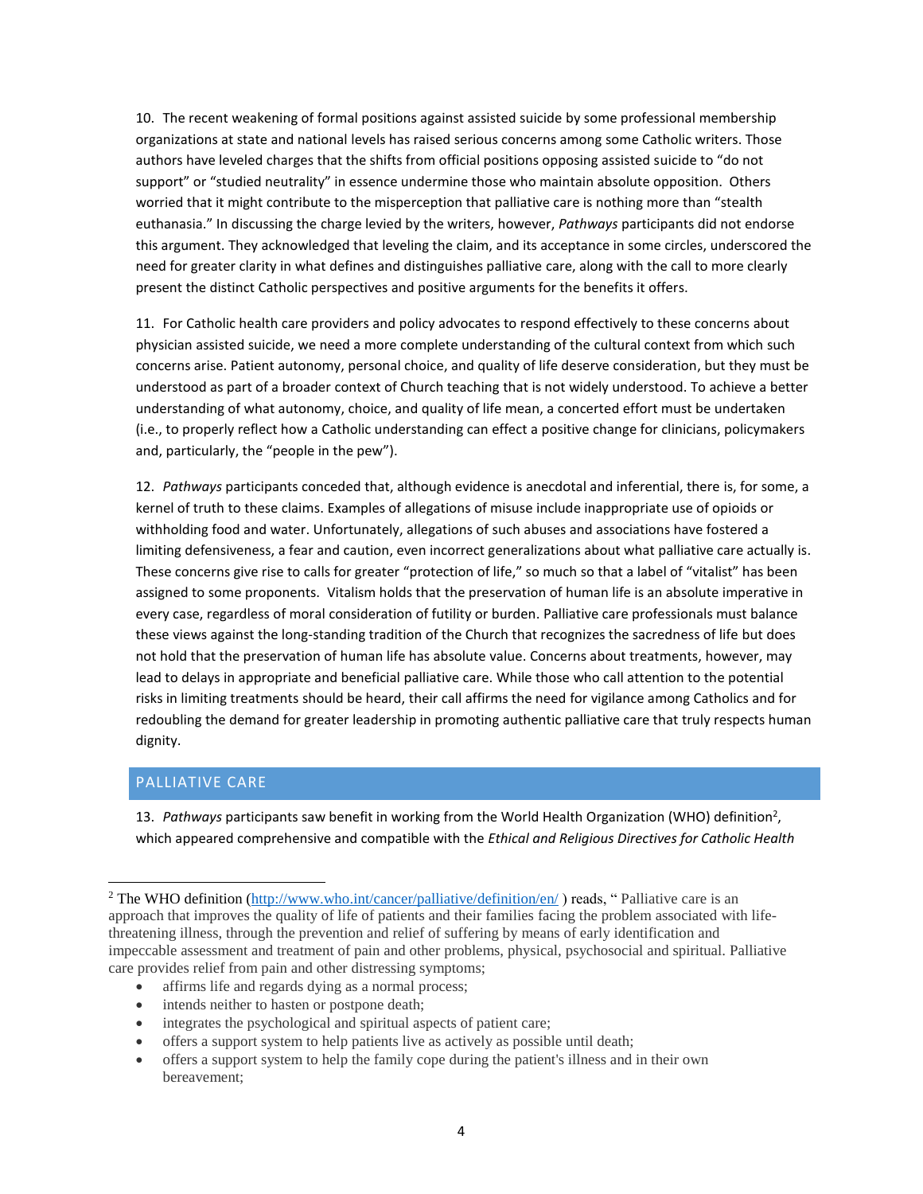10. The recent weakening of formal positions against assisted suicide by some professional membership organizations at state and national levels has raised serious concerns among some Catholic writers. Those authors have leveled charges that the shifts from official positions opposing assisted suicide to "do not support" or "studied neutrality" in essence undermine those who maintain absolute opposition. Others worried that it might contribute to the misperception that palliative care is nothing more than "stealth euthanasia." In discussing the charge levied by the writers, however, *Pathways* participants did not endorse this argument. They acknowledged that leveling the claim, and its acceptance in some circles, underscored the need for greater clarity in what defines and distinguishes palliative care, along with the call to more clearly present the distinct Catholic perspectives and positive arguments for the benefits it offers.

11. For Catholic health care providers and policy advocates to respond effectively to these concerns about physician assisted suicide, we need a more complete understanding of the cultural context from which such concerns arise. Patient autonomy, personal choice, and quality of life deserve consideration, but they must be understood as part of a broader context of Church teaching that is not widely understood. To achieve a better understanding of what autonomy, choice, and quality of life mean, a concerted effort must be undertaken (i.e., to properly reflect how a Catholic understanding can effect a positive change for clinicians, policymakers and, particularly, the "people in the pew").

12. *Pathways* participants conceded that, although evidence is anecdotal and inferential, there is, for some, a kernel of truth to these claims. Examples of allegations of misuse include inappropriate use of opioids or withholding food and water. Unfortunately, allegations of such abuses and associations have fostered a limiting defensiveness, a fear and caution, even incorrect generalizations about what palliative care actually is. These concerns give rise to calls for greater "protection of life," so much so that a label of "vitalist" has been assigned to some proponents. Vitalism holds that the preservation of human life is an absolute imperative in every case, regardless of moral consideration of futility or burden. Palliative care professionals must balance these views against the long-standing tradition of the Church that recognizes the sacredness of life but does not hold that the preservation of human life has absolute value. Concerns about treatments, however, may lead to delays in appropriate and beneficial palliative care. While those who call attention to the potential risks in limiting treatments should be heard, their call affirms the need for vigilance among Catholics and for redoubling the demand for greater leadership in promoting authentic palliative care that truly respects human dignity.

## PALLIATIVE CARE

13. *Pathways* participants saw benefit in working from the World Health Organization (WHO) definition[2], which appeared comprehensive and compatible with the *Ethical and Religious Directives for Catholic Health*

---

[2] The WHO definition (http://www.who.int/cancer/palliative/definition/en/ ) reads, " Palliative care is an approach that improves the quality of life of patients and their families facing the problem associated with life-threatening illness, through the prevention and relief of suffering by means of early identification and impeccable assessment and treatment of pain and other problems, physical, psychosocial and spiritual. Palliative care provides relief from pain and other distressing symptoms;

- affirms life and regards dying as a normal process;
- intends neither to hasten or postpone death;
- integrates the psychological and spiritual aspects of patient care;
- offers a support system to help patients live as actively as possible until death;
- offers a support system to help the family cope during the patient's illness and in their own bereavement;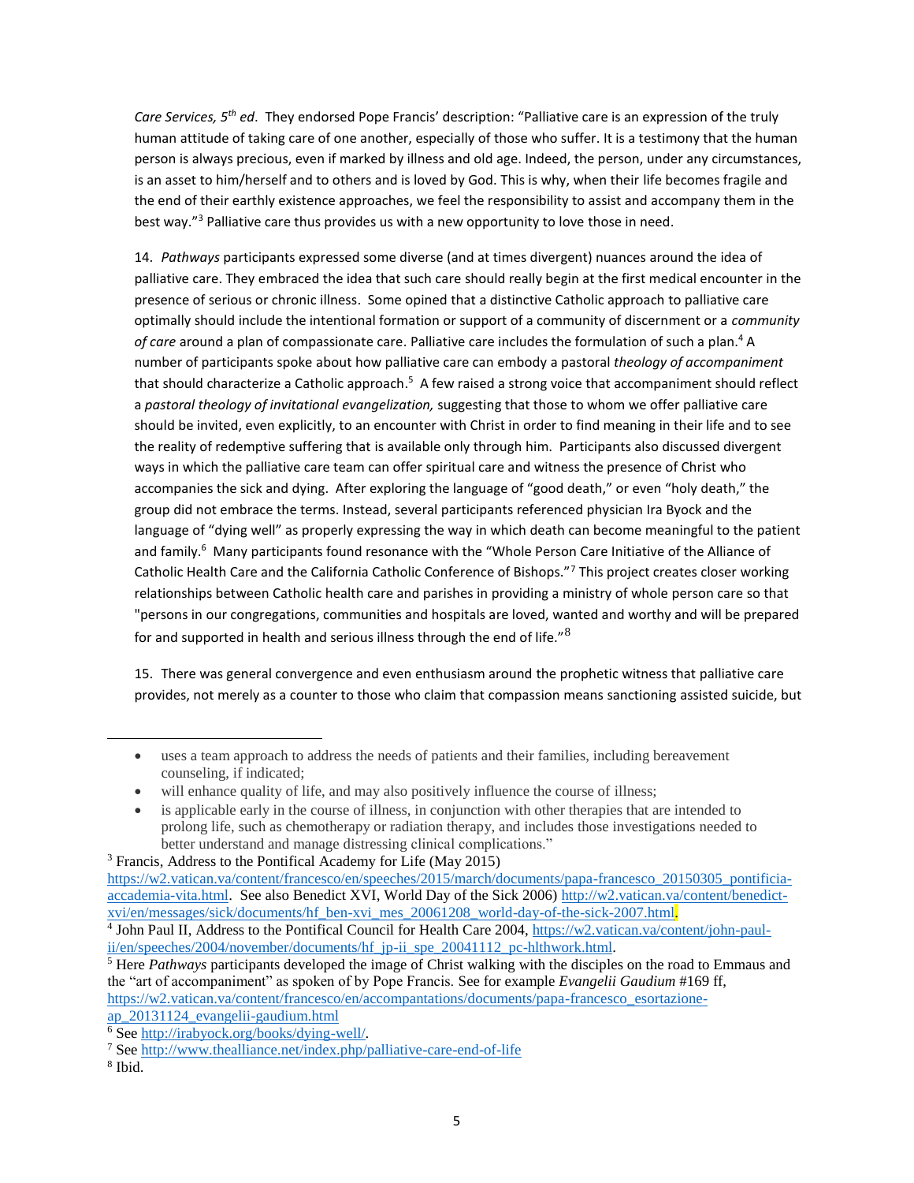*Care Services, 5th ed*. They endorsed Pope Francis' description: "Palliative care is an expression of the truly human attitude of taking care of one another, especially of those who suffer. It is a testimony that the human person is always precious, even if marked by illness and old age. Indeed, the person, under any circumstances, is an asset to him/herself and to others and is loved by God. This is why, when their life becomes fragile and the end of their earthly existence approaches, we feel the responsibility to assist and accompany them in the best way."[3] Palliative care thus provides us with a new opportunity to love those in need.

14. *Pathways* participants expressed some diverse (and at times divergent) nuances around the idea of palliative care. They embraced the idea that such care should really begin at the first medical encounter in the presence of serious or chronic illness. Some opined that a distinctive Catholic approach to palliative care optimally should include the intentional formation or support of a community of discernment or a *community of care* around a plan of compassionate care. Palliative care includes the formulation of such a plan.[4] A number of participants spoke about how palliative care can embody a pastoral *theology of accompaniment* that should characterize a Catholic approach.[5] A few raised a strong voice that accompaniment should reflect a *pastoral theology of invitational evangelization,* suggesting that those to whom we offer palliative care should be invited, even explicitly, to an encounter with Christ in order to find meaning in their life and to see the reality of redemptive suffering that is available only through him. Participants also discussed divergent ways in which the palliative care team can offer spiritual care and witness the presence of Christ who accompanies the sick and dying. After exploring the language of "good death," or even "holy death," the group did not embrace the terms. Instead, several participants referenced physician Ira Byock and the language of "dying well" as properly expressing the way in which death can become meaningful to the patient and family.[6] Many participants found resonance with the "Whole Person Care Initiative of the Alliance of Catholic Health Care and the California Catholic Conference of Bishops."[7] This project creates closer working relationships between Catholic health care and parishes in providing a ministry of whole person care so that "persons in our congregations, communities and hospitals are loved, wanted and worthy and will be prepared for and supported in health and serious illness through the end of life."[8]

15. There was general convergence and even enthusiasm around the prophetic witness that palliative care provides, not merely as a counter to those who claim that compassion means sanctioning assisted suicide, but

---

- uses a team approach to address the needs of patients and their families, including bereavement counseling, if indicated;
- will enhance quality of life, and may also positively influence the course of illness;
- is applicable early in the course of illness, in conjunction with other therapies that are intended to prolong life, such as chemotherapy or radiation therapy, and includes those investigations needed to better understand and manage distressing clinical complications."

[3] Francis, Address to the Pontifical Academy for Life (May 2015) https://w2.vatican.va/content/francesco/en/speeches/2015/march/documents/papa-francesco_20150305_pontificia-accademia-vita.html. See also Benedict XVI, World Day of the Sick 2006) http://w2.vatican.va/content/benedict-xvi/en/messages/sick/documents/hf_ben-xvi_mes_20061208_world-day-of-the-sick-2007.html.

[4] John Paul II, Address to the Pontifical Council for Health Care 2004, https://w2.vatican.va/content/john-paul-ii/en/speeches/2004/november/documents/hf_jp-ii_spe_20041112_pc-hlthwork.html.

[5] Here *Pathways* participants developed the image of Christ walking with the disciples on the road to Emmaus and the "art of accompaniment" as spoken of by Pope Francis. See for example *Evangelii Gaudium* #169 ff, https://w2.vatican.va/content/francesco/en/accompantations/documents/papa-francesco_esortazione-ap_20131124_evangelii-gaudium.html

[6] See http://irabyock.org/books/dying-well/.

[7] See http://www.thealliance.net/index.php/palliative-care-end-of-life

[8] Ibid.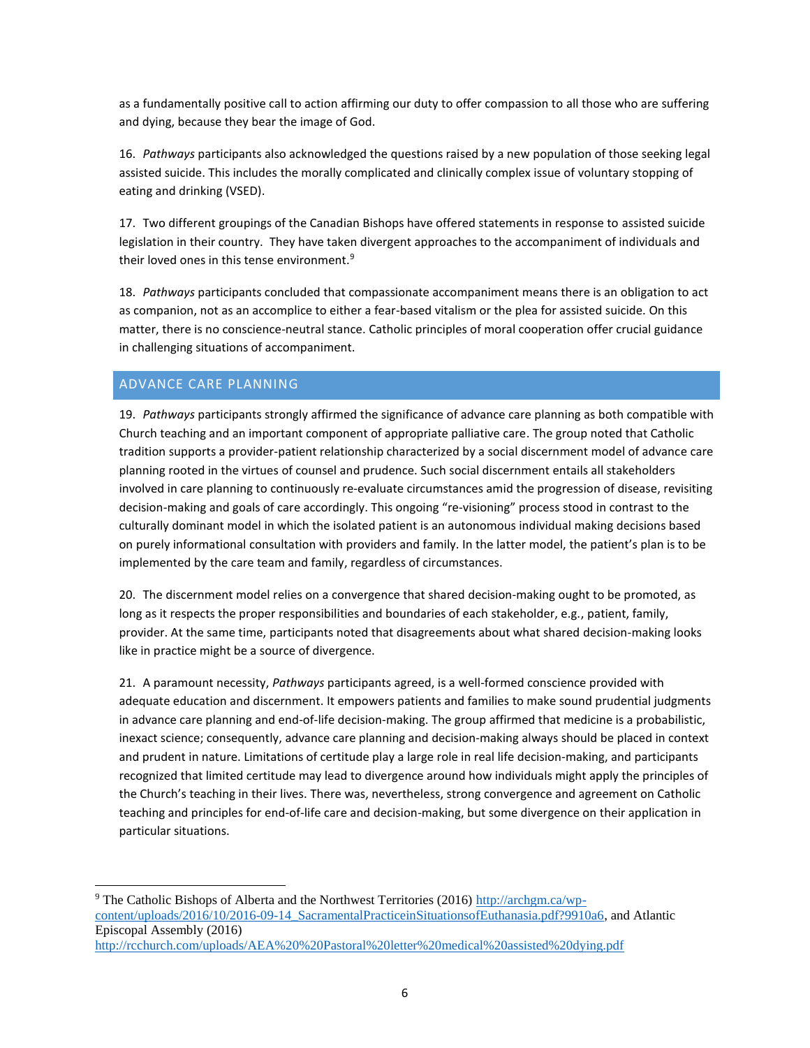as a fundamentally positive call to action affirming our duty to offer compassion to all those who are suffering and dying, because they bear the image of God.

16. *Pathways* participants also acknowledged the questions raised by a new population of those seeking legal assisted suicide. This includes the morally complicated and clinically complex issue of voluntary stopping of eating and drinking (VSED).

17. Two different groupings of the Canadian Bishops have offered statements in response to assisted suicide legislation in their country. They have taken divergent approaches to the accompaniment of individuals and their loved ones in this tense environment.[9]

18. *Pathways* participants concluded that compassionate accompaniment means there is an obligation to act as companion, not as an accomplice to either a fear-based vitalism or the plea for assisted suicide. On this matter, there is no conscience-neutral stance. Catholic principles of moral cooperation offer crucial guidance in challenging situations of accompaniment.

## ADVANCE CARE PLANNING

19. *Pathways* participants strongly affirmed the significance of advance care planning as both compatible with Church teaching and an important component of appropriate palliative care. The group noted that Catholic tradition supports a provider-patient relationship characterized by a social discernment model of advance care planning rooted in the virtues of counsel and prudence. Such social discernment entails all stakeholders involved in care planning to continuously re-evaluate circumstances amid the progression of disease, revisiting decision-making and goals of care accordingly. This ongoing "re-visioning" process stood in contrast to the culturally dominant model in which the isolated patient is an autonomous individual making decisions based on purely informational consultation with providers and family. In the latter model, the patient's plan is to be implemented by the care team and family, regardless of circumstances.

20. The discernment model relies on a convergence that shared decision-making ought to be promoted, as long as it respects the proper responsibilities and boundaries of each stakeholder, e.g., patient, family, provider. At the same time, participants noted that disagreements about what shared decision-making looks like in practice might be a source of divergence.

21. A paramount necessity, *Pathways* participants agreed, is a well-formed conscience provided with adequate education and discernment. It empowers patients and families to make sound prudential judgments in advance care planning and end-of-life decision-making. The group affirmed that medicine is a probabilistic, inexact science; consequently, advance care planning and decision-making always should be placed in context and prudent in nature. Limitations of certitude play a large role in real life decision-making, and participants recognized that limited certitude may lead to divergence around how individuals might apply the principles of the Church's teaching in their lives. There was, nevertheless, strong convergence and agreement on Catholic teaching and principles for end-of-life care and decision-making, but some divergence on their application in particular situations.

---

[9] The Catholic Bishops of Alberta and the Northwest Territories (2016) http://archgm.ca/wp-content/uploads/2016/10/2016-09-14_SacramentalPracticeinSituationsofEuthanasia.pdf?9910a6, and Atlantic Episcopal Assembly (2016) http://rcchurch.com/uploads/AEA%20%20Pastoral%20letter%20medical%20assisted%20dying.pdf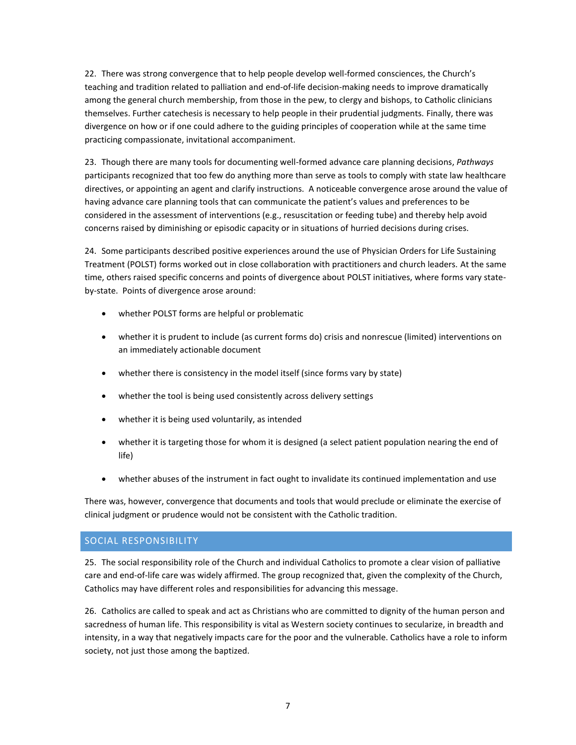22. There was strong convergence that to help people develop well-formed consciences, the Church's teaching and tradition related to palliation and end-of-life decision-making needs to improve dramatically among the general church membership, from those in the pew, to clergy and bishops, to Catholic clinicians themselves. Further catechesis is necessary to help people in their prudential judgments. Finally, there was divergence on how or if one could adhere to the guiding principles of cooperation while at the same time practicing compassionate, invitational accompaniment.

23. Though there are many tools for documenting well-formed advance care planning decisions, *Pathways* participants recognized that too few do anything more than serve as tools to comply with state law healthcare directives, or appointing an agent and clarify instructions. A noticeable convergence arose around the value of having advance care planning tools that can communicate the patient's values and preferences to be considered in the assessment of interventions (e.g., resuscitation or feeding tube) and thereby help avoid concerns raised by diminishing or episodic capacity or in situations of hurried decisions during crises.

24. Some participants described positive experiences around the use of Physician Orders for Life Sustaining Treatment (POLST) forms worked out in close collaboration with practitioners and church leaders. At the same time, others raised specific concerns and points of divergence about POLST initiatives, where forms vary state-by-state. Points of divergence arose around:

- whether POLST forms are helpful or problematic
- whether it is prudent to include (as current forms do) crisis and nonrescue (limited) interventions on an immediately actionable document
- whether there is consistency in the model itself (since forms vary by state)
- whether the tool is being used consistently across delivery settings
- whether it is being used voluntarily, as intended
- whether it is targeting those for whom it is designed (a select patient population nearing the end of life)
- whether abuses of the instrument in fact ought to invalidate its continued implementation and use

There was, however, convergence that documents and tools that would preclude or eliminate the exercise of clinical judgment or prudence would not be consistent with the Catholic tradition.

## SOCIAL RESPONSIBILITY

25. The social responsibility role of the Church and individual Catholics to promote a clear vision of palliative care and end-of-life care was widely affirmed. The group recognized that, given the complexity of the Church, Catholics may have different roles and responsibilities for advancing this message.

26. Catholics are called to speak and act as Christians who are committed to dignity of the human person and sacredness of human life. This responsibility is vital as Western society continues to secularize, in breadth and intensity, in a way that negatively impacts care for the poor and the vulnerable. Catholics have a role to inform society, not just those among the baptized.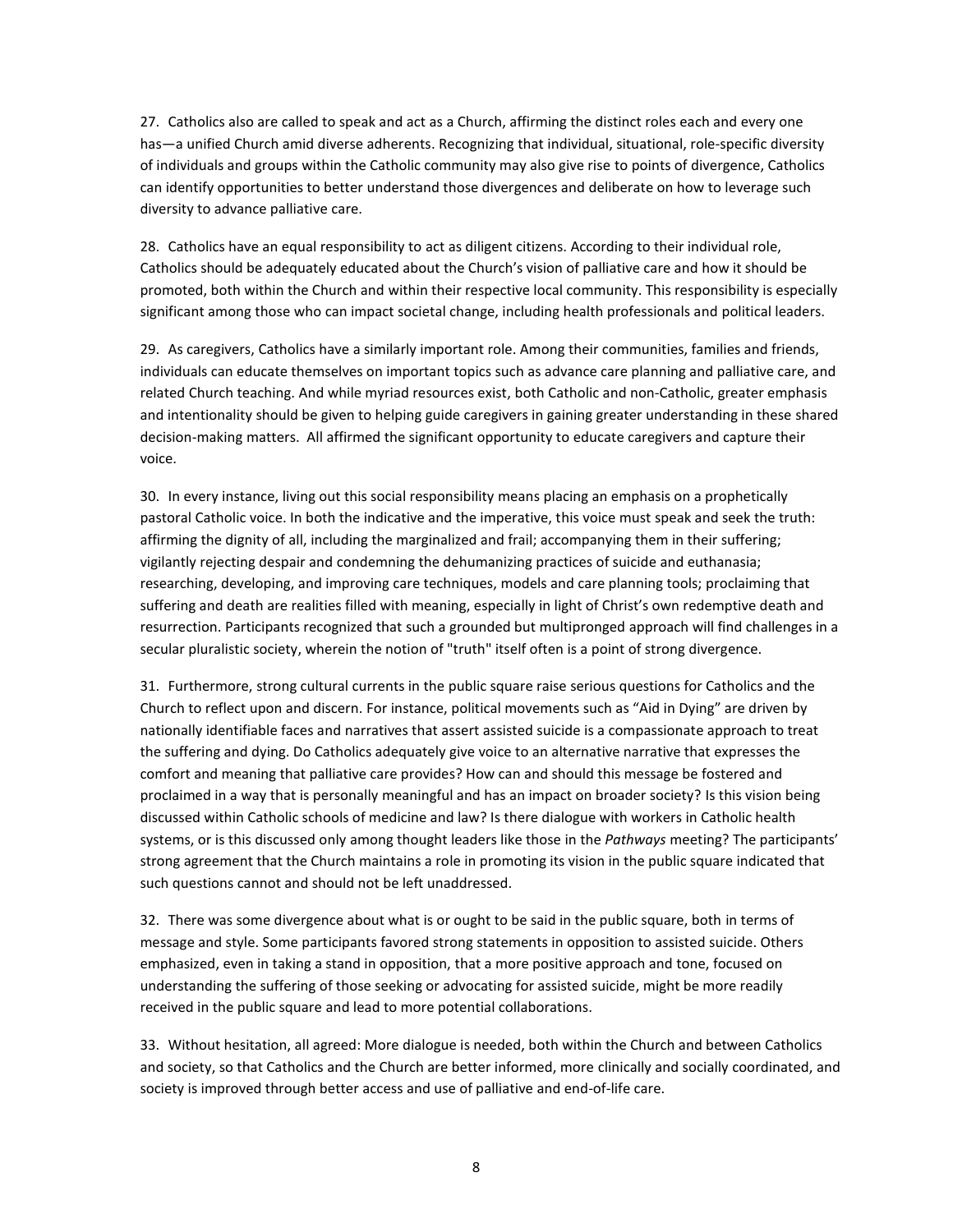27. Catholics also are called to speak and act as a Church, affirming the distinct roles each and every one has—a unified Church amid diverse adherents. Recognizing that individual, situational, role-specific diversity of individuals and groups within the Catholic community may also give rise to points of divergence, Catholics can identify opportunities to better understand those divergences and deliberate on how to leverage such diversity to advance palliative care.

28. Catholics have an equal responsibility to act as diligent citizens. According to their individual role, Catholics should be adequately educated about the Church's vision of palliative care and how it should be promoted, both within the Church and within their respective local community. This responsibility is especially significant among those who can impact societal change, including health professionals and political leaders.

29. As caregivers, Catholics have a similarly important role. Among their communities, families and friends, individuals can educate themselves on important topics such as advance care planning and palliative care, and related Church teaching. And while myriad resources exist, both Catholic and non-Catholic, greater emphasis and intentionality should be given to helping guide caregivers in gaining greater understanding in these shared decision-making matters. All affirmed the significant opportunity to educate caregivers and capture their voice.

30. In every instance, living out this social responsibility means placing an emphasis on a prophetically pastoral Catholic voice. In both the indicative and the imperative, this voice must speak and seek the truth: affirming the dignity of all, including the marginalized and frail; accompanying them in their suffering; vigilantly rejecting despair and condemning the dehumanizing practices of suicide and euthanasia; researching, developing, and improving care techniques, models and care planning tools; proclaiming that suffering and death are realities filled with meaning, especially in light of Christ's own redemptive death and resurrection. Participants recognized that such a grounded but multipronged approach will find challenges in a secular pluralistic society, wherein the notion of "truth" itself often is a point of strong divergence.

31. Furthermore, strong cultural currents in the public square raise serious questions for Catholics and the Church to reflect upon and discern. For instance, political movements such as "Aid in Dying" are driven by nationally identifiable faces and narratives that assert assisted suicide is a compassionate approach to treat the suffering and dying. Do Catholics adequately give voice to an alternative narrative that expresses the comfort and meaning that palliative care provides? How can and should this message be fostered and proclaimed in a way that is personally meaningful and has an impact on broader society? Is this vision being discussed within Catholic schools of medicine and law? Is there dialogue with workers in Catholic health systems, or is this discussed only among thought leaders like those in the *Pathways* meeting? The participants' strong agreement that the Church maintains a role in promoting its vision in the public square indicated that such questions cannot and should not be left unaddressed.

32. There was some divergence about what is or ought to be said in the public square, both in terms of message and style. Some participants favored strong statements in opposition to assisted suicide. Others emphasized, even in taking a stand in opposition, that a more positive approach and tone, focused on understanding the suffering of those seeking or advocating for assisted suicide, might be more readily received in the public square and lead to more potential collaborations.

33. Without hesitation, all agreed: More dialogue is needed, both within the Church and between Catholics and society, so that Catholics and the Church are better informed, more clinically and socially coordinated, and society is improved through better access and use of palliative and end-of-life care.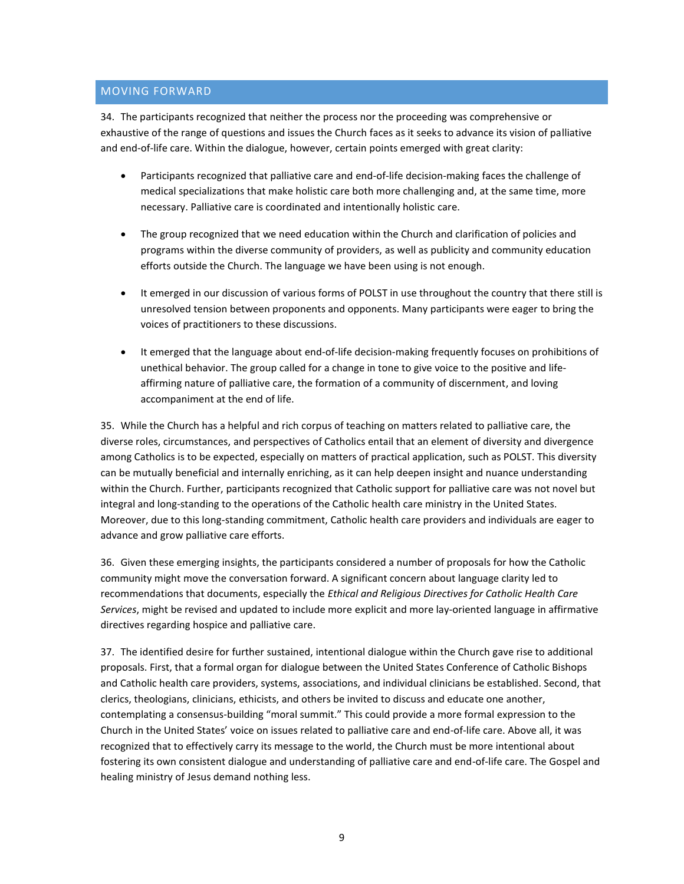## MOVING FORWARD

34. The participants recognized that neither the process nor the proceeding was comprehensive or exhaustive of the range of questions and issues the Church faces as it seeks to advance its vision of palliative and end-of-life care. Within the dialogue, however, certain points emerged with great clarity:

- Participants recognized that palliative care and end-of-life decision-making faces the challenge of medical specializations that make holistic care both more challenging and, at the same time, more necessary. Palliative care is coordinated and intentionally holistic care.
- The group recognized that we need education within the Church and clarification of policies and programs within the diverse community of providers, as well as publicity and community education efforts outside the Church. The language we have been using is not enough.
- It emerged in our discussion of various forms of POLST in use throughout the country that there still is unresolved tension between proponents and opponents. Many participants were eager to bring the voices of practitioners to these discussions.
- It emerged that the language about end-of-life decision-making frequently focuses on prohibitions of unethical behavior. The group called for a change in tone to give voice to the positive and life-affirming nature of palliative care, the formation of a community of discernment, and loving accompaniment at the end of life.

35. While the Church has a helpful and rich corpus of teaching on matters related to palliative care, the diverse roles, circumstances, and perspectives of Catholics entail that an element of diversity and divergence among Catholics is to be expected, especially on matters of practical application, such as POLST. This diversity can be mutually beneficial and internally enriching, as it can help deepen insight and nuance understanding within the Church. Further, participants recognized that Catholic support for palliative care was not novel but integral and long-standing to the operations of the Catholic health care ministry in the United States. Moreover, due to this long-standing commitment, Catholic health care providers and individuals are eager to advance and grow palliative care efforts.

36. Given these emerging insights, the participants considered a number of proposals for how the Catholic community might move the conversation forward. A significant concern about language clarity led to recommendations that documents, especially the *Ethical and Religious Directives for Catholic Health Care Services*, might be revised and updated to include more explicit and more lay-oriented language in affirmative directives regarding hospice and palliative care.

37. The identified desire for further sustained, intentional dialogue within the Church gave rise to additional proposals. First, that a formal organ for dialogue between the United States Conference of Catholic Bishops and Catholic health care providers, systems, associations, and individual clinicians be established. Second, that clerics, theologians, clinicians, ethicists, and others be invited to discuss and educate one another, contemplating a consensus-building "moral summit." This could provide a more formal expression to the Church in the United States' voice on issues related to palliative care and end-of-life care. Above all, it was recognized that to effectively carry its message to the world, the Church must be more intentional about fostering its own consistent dialogue and understanding of palliative care and end-of-life care. The Gospel and healing ministry of Jesus demand nothing less.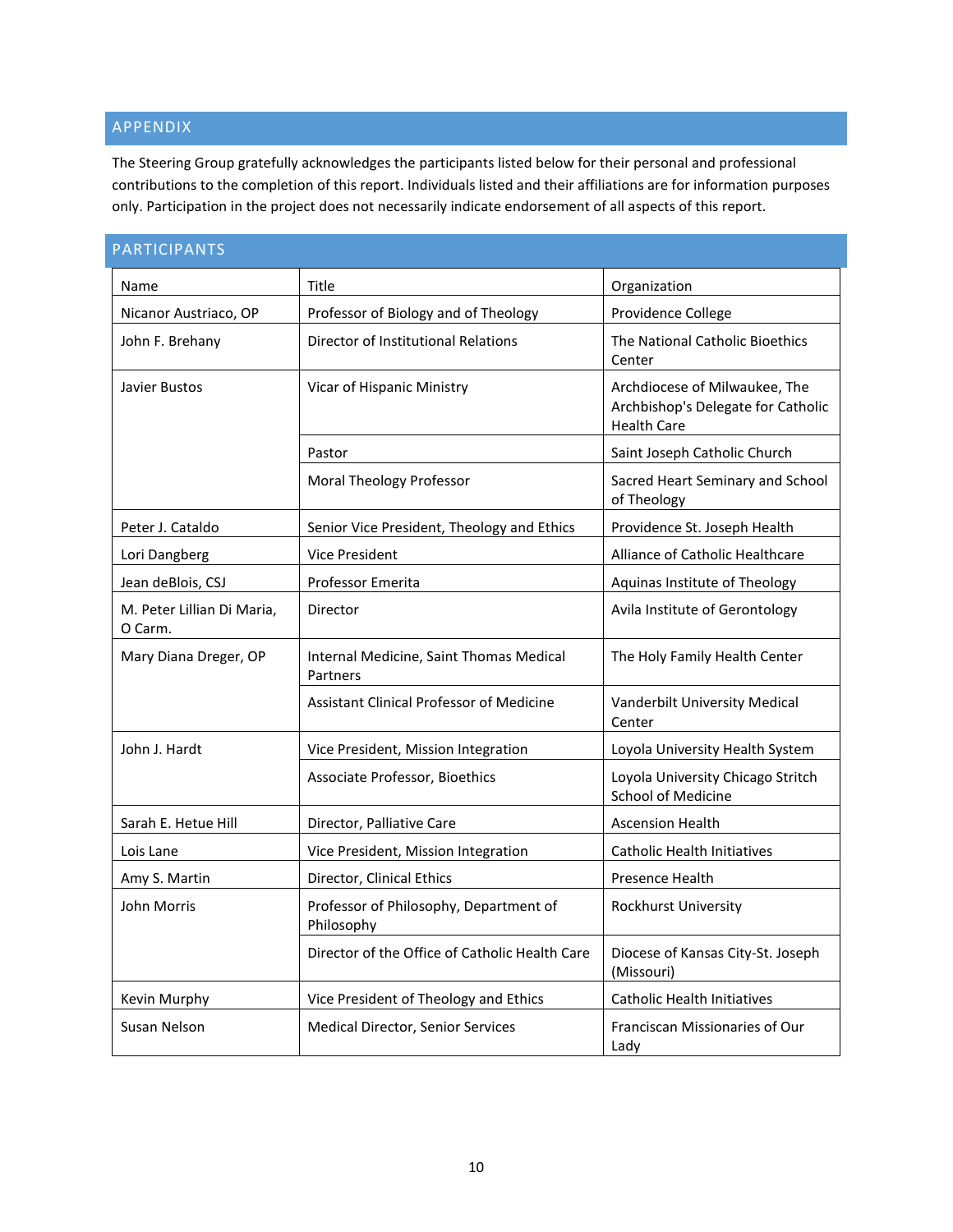## APPENDIX

The Steering Group gratefully acknowledges the participants listed below for their personal and professional contributions to the completion of this report. Individuals listed and their affiliations are for information purposes only. Participation in the project does not necessarily indicate endorsement of all aspects of this report.

## PARTICIPANTS

| Name | Title | Organization |
|---|---|---|
| Nicanor Austriaco, OP | Professor of Biology and of Theology | Providence College |
| John F. Brehany | Director of Institutional Relations | The National Catholic Bioethics Center |
| Javier Bustos | Vicar of Hispanic Ministry | Archdiocese of Milwaukee, The Archbishop's Delegate for Catholic Health Care |
| | Pastor | Saint Joseph Catholic Church |
| | Moral Theology Professor | Sacred Heart Seminary and School of Theology |
| Peter J. Cataldo | Senior Vice President, Theology and Ethics | Providence St. Joseph Health |
| Lori Dangberg | Vice President | Alliance of Catholic Healthcare |
| Jean deBlois, CSJ | Professor Emerita | Aquinas Institute of Theology |
| M. Peter Lillian Di Maria, O Carm. | Director | Avila Institute of Gerontology |
| Mary Diana Dreger, OP | Internal Medicine, Saint Thomas Medical Partners | The Holy Family Health Center |
| | Assistant Clinical Professor of Medicine | Vanderbilt University Medical Center |
| John J. Hardt | Vice President, Mission Integration | Loyola University Health System |
| | Associate Professor, Bioethics | Loyola University Chicago Stritch School of Medicine |
| Sarah E. Hetue Hill | Director, Palliative Care | Ascension Health |
| Lois Lane | Vice President, Mission Integration | Catholic Health Initiatives |
| Amy S. Martin | Director, Clinical Ethics | Presence Health |
| John Morris | Professor of Philosophy, Department of Philosophy | Rockhurst University |
| | Director of the Office of Catholic Health Care | Diocese of Kansas City-St. Joseph (Missouri) |
| Kevin Murphy | Vice President of Theology and Ethics | Catholic Health Initiatives |
| Susan Nelson | Medical Director, Senior Services | Franciscan Missionaries of Our Lady |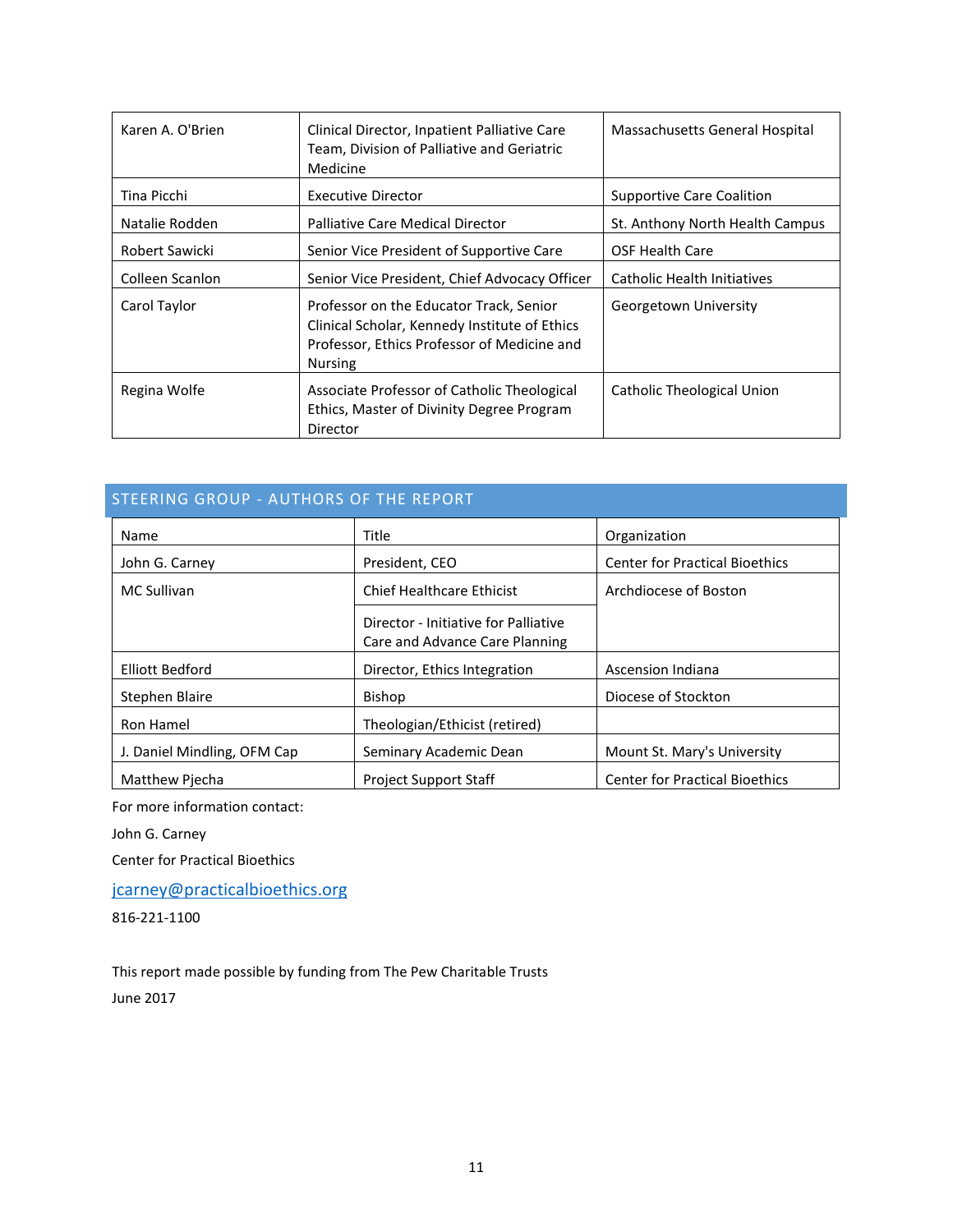| | | |
|---|---|---|
| Karen A. O'Brien | Clinical Director, Inpatient Palliative Care Team, Division of Palliative and Geriatric Medicine | Massachusetts General Hospital |
| Tina Picchi | Executive Director | Supportive Care Coalition |
| Natalie Rodden | Palliative Care Medical Director | St. Anthony North Health Campus |
| Robert Sawicki | Senior Vice President of Supportive Care | OSF Health Care |
| Colleen Scanlon | Senior Vice President, Chief Advocacy Officer | Catholic Health Initiatives |
| Carol Taylor | Professor on the Educator Track, Senior Clinical Scholar, Kennedy Institute of Ethics Professor, Ethics Professor of Medicine and Nursing | Georgetown University |
| Regina Wolfe | Associate Professor of Catholic Theological Ethics, Master of Divinity Degree Program Director | Catholic Theological Union |

## STEERING GROUP - AUTHORS OF THE REPORT

| Name | Title | Organization |
|---|---|---|
| John G. Carney | President, CEO | Center for Practical Bioethics |
| MC Sullivan | Chief Healthcare Ethicist<br>Director - Initiative for Palliative Care and Advance Care Planning | Archdiocese of Boston |
| Elliott Bedford | Director, Ethics Integration | Ascension Indiana |
| Stephen Blaire | Bishop | Diocese of Stockton |
| Ron Hamel | Theologian/Ethicist (retired) | |
| J. Daniel Mindling, OFM Cap | Seminary Academic Dean | Mount St. Mary's University |
| Matthew Pjecha | Project Support Staff | Center for Practical Bioethics |

For more information contact:

John G. Carney

Center for Practical Bioethics

jcarney@practicalbioethics.org

816-221-1100

This report made possible by funding from The Pew Charitable Trusts

June 2017